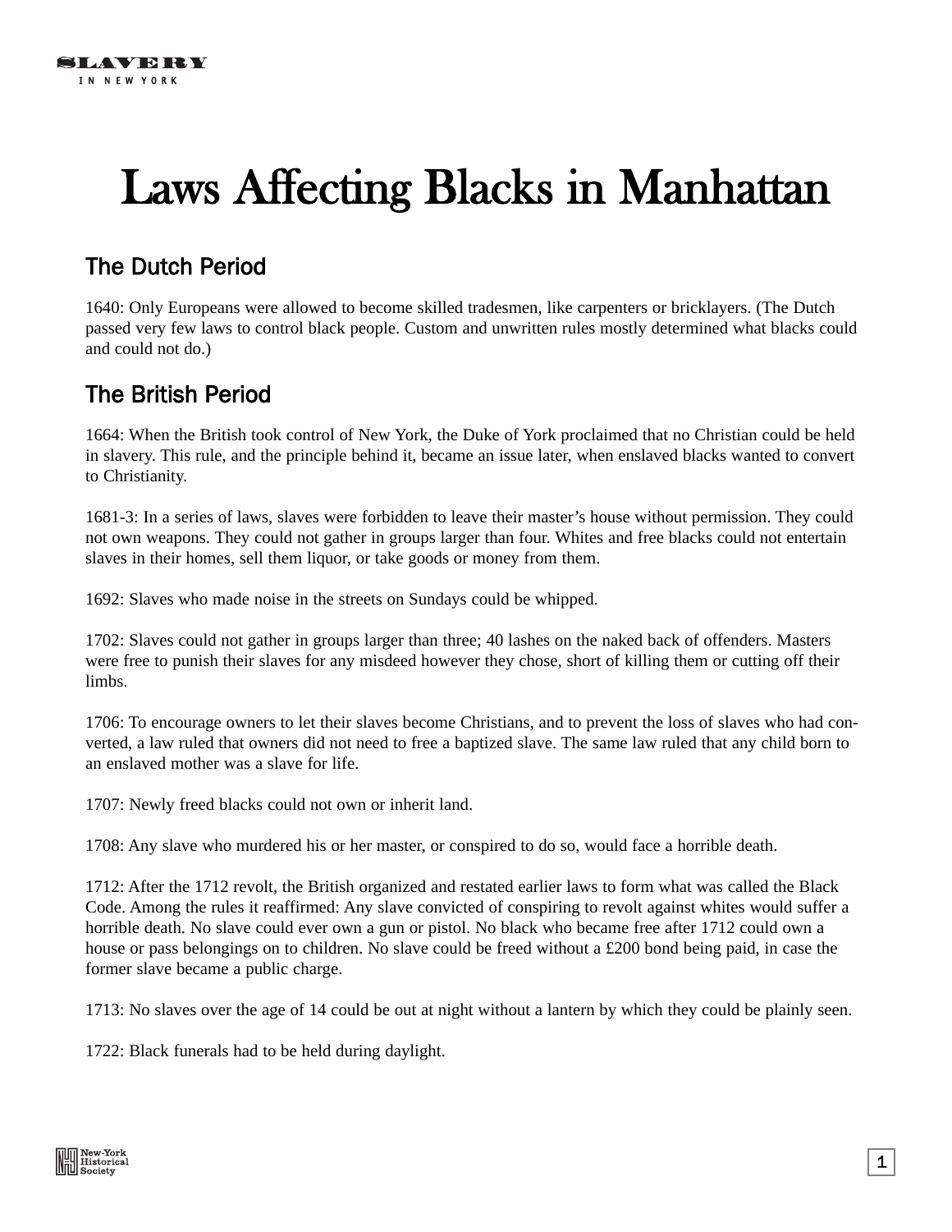# Laws Affecting Blacks in Manhattan

## The Dutch Period

1640: Only Europeans were allowed to become skilled tradesmen, like carpenters or bricklayers. (The Dutch passed very few laws to control black people. Custom and unwritten rules mostly determined what blacks could and could not do.)

## The British Period

1664: When the British took control of New York, the Duke of York proclaimed that no Christian could be held in slavery. This rule, and the principle behind it, became an issue later, when enslaved blacks wanted to convert to Christianity.

1681-3: In a series of laws, slaves were forbidden to leave their master's house without permission. They could not own weapons. They could not gather in groups larger than four. Whites and free blacks could not entertain slaves in their homes, sell them liquor, or take goods or money from them.

1692: Slaves who made noise in the streets on Sundays could be whipped.

1702: Slaves could not gather in groups larger than three; 40 lashes on the naked back of offenders. Masters were free to punish their slaves for any misdeed however they chose, short of killing them or cutting off their limbs.

1706: To encourage owners to let their slaves become Christians, and to prevent the loss of slaves who had converted, a law ruled that owners did not need to free a baptized slave. The same law ruled that any child born to an enslaved mother was a slave for life.

1707: Newly freed blacks could not own or inherit land.

1708: Any slave who murdered his or her master, or conspired to do so, would face a horrible death.

1712: After the 1712 revolt, the British organized and restated earlier laws to form what was called the Black Code. Among the rules it reaffirmed: Any slave convicted of conspiring to revolt against whites would suffer a horrible death. No slave could ever own a gun or pistol. No black who became free after 1712 could own a house or pass belongings on to children. No slave could be freed without a £200 bond being paid, in case the former slave became a public charge.

1713: No slaves over the age of 14 could be out at night without a lantern by which they could be plainly seen.

1722: Black funerals had to be held during daylight.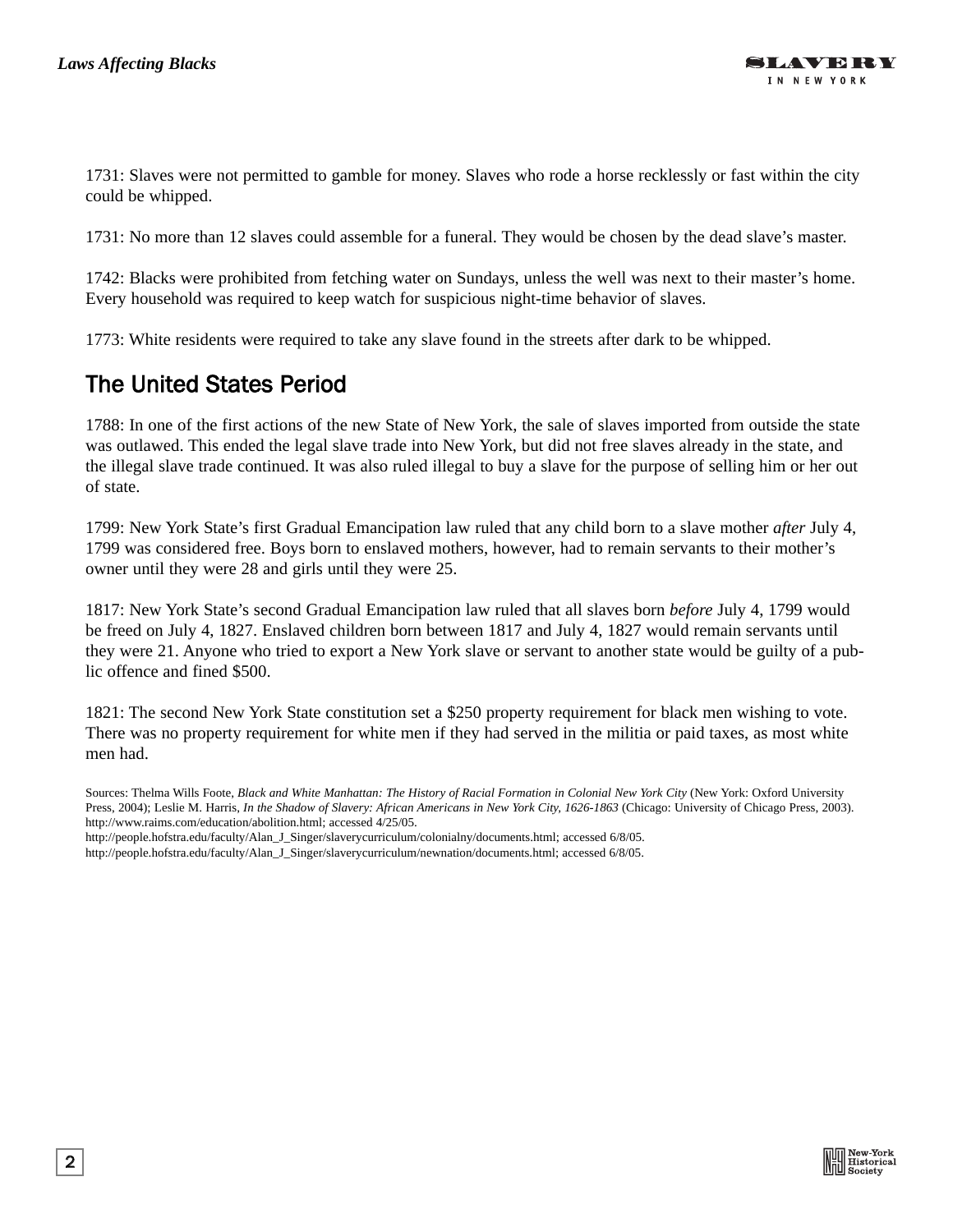1731: Slaves were not permitted to gamble for money. Slaves who rode a horse recklessly or fast within the city could be whipped.

1731: No more than 12 slaves could assemble for a funeral. They would be chosen by the dead slave's master.

1742: Blacks were prohibited from fetching water on Sundays, unless the well was next to their master's home. Every household was required to keep watch for suspicious night-time behavior of slaves.

1773: White residents were required to take any slave found in the streets after dark to be whipped.

## The United States Period

1788: In one of the first actions of the new State of New York, the sale of slaves imported from outside the state was outlawed. This ended the legal slave trade into New York, but did not free slaves already in the state, and the illegal slave trade continued. It was also ruled illegal to buy a slave for the purpose of selling him or her out of state.

1799: New York State's first Gradual Emancipation law ruled that any child born to a slave mother *after* July 4, 1799 was considered free. Boys born to enslaved mothers, however, had to remain servants to their mother's owner until they were 28 and girls until they were 25.

1817: New York State's second Gradual Emancipation law ruled that all slaves born *before* July 4, 1799 would be freed on July 4, 1827. Enslaved children born between 1817 and July 4, 1827 would remain servants until they were 21. Anyone who tried to export a New York slave or servant to another state would be guilty of a public offence and fined $500.

1821: The second New York State constitution set a $250 property requirement for black men wishing to vote. There was no property requirement for white men if they had served in the militia or paid taxes, as most white men had.

Sources: Thelma Wills Foote, *Black and White Manhattan: The History of Racial Formation in Colonial New York City* (New York: Oxford University Press, 2004); Leslie M. Harris, *In the Shadow of Slavery: African Americans in New York City, 1626-1863* (Chicago: University of Chicago Press, 2003).
http://www.raims.com/education/abolition.html; accessed 4/25/05.
http://people.hofstra.edu/faculty/Alan_J_Singer/slaverycurriculum/colonialny/documents.html; accessed 6/8/05.
http://people.hofstra.edu/faculty/Alan_J_Singer/slaverycurriculum/newnation/documents.html; accessed 6/8/05.